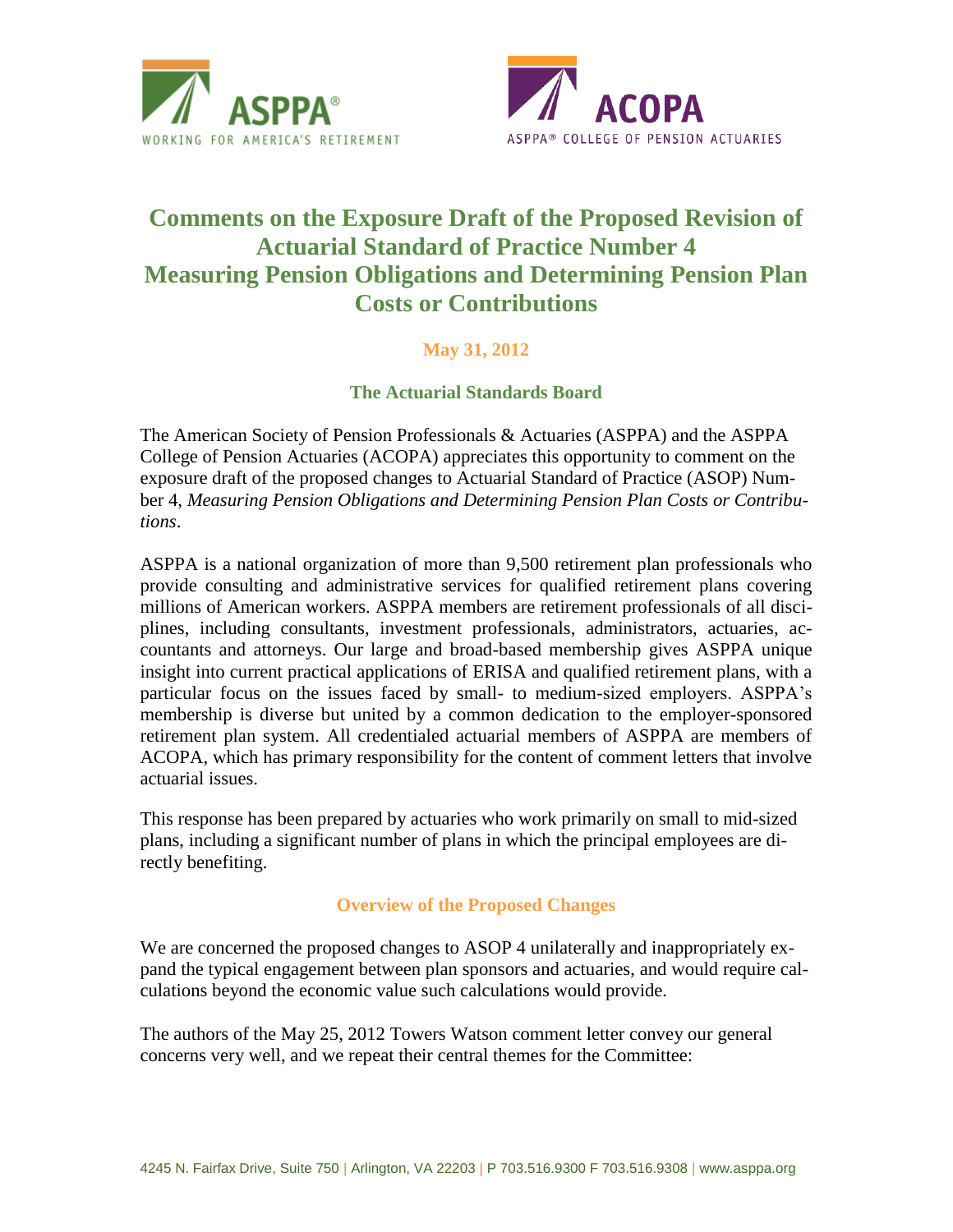ASPPA® WORKING FOR AMERICA'S RETIREMENT

ACOPA ASPPA® COLLEGE OF PENSION ACTUARIES

# Comments on the Exposure Draft of the Proposed Revision of Actuarial Standard of Practice Number 4 Measuring Pension Obligations and Determining Pension Plan Costs or Contributions

**May 31, 2012**

**The Actuarial Standards Board**

The American Society of Pension Professionals & Actuaries (ASPPA) and the ASPPA College of Pension Actuaries (ACOPA) appreciates this opportunity to comment on the exposure draft of the proposed changes to Actuarial Standard of Practice (ASOP) Number 4, *Measuring Pension Obligations and Determining Pension Plan Costs or Contributions*.

ASPPA is a national organization of more than 9,500 retirement plan professionals who provide consulting and administrative services for qualified retirement plans covering millions of American workers. ASPPA members are retirement professionals of all disciplines, including consultants, investment professionals, administrators, actuaries, accountants and attorneys. Our large and broad-based membership gives ASPPA unique insight into current practical applications of ERISA and qualified retirement plans, with a particular focus on the issues faced by small- to medium-sized employers. ASPPA's membership is diverse but united by a common dedication to the employer-sponsored retirement plan system. All credentialed actuarial members of ASPPA are members of ACOPA, which has primary responsibility for the content of comment letters that involve actuarial issues.

This response has been prepared by actuaries who work primarily on small to mid-sized plans, including a significant number of plans in which the principal employees are directly benefiting.

## Overview of the Proposed Changes

We are concerned the proposed changes to ASOP 4 unilaterally and inappropriately expand the typical engagement between plan sponsors and actuaries, and would require calculations beyond the economic value such calculations would provide.

The authors of the May 25, 2012 Towers Watson comment letter convey our general concerns very well, and we repeat their central themes for the Committee: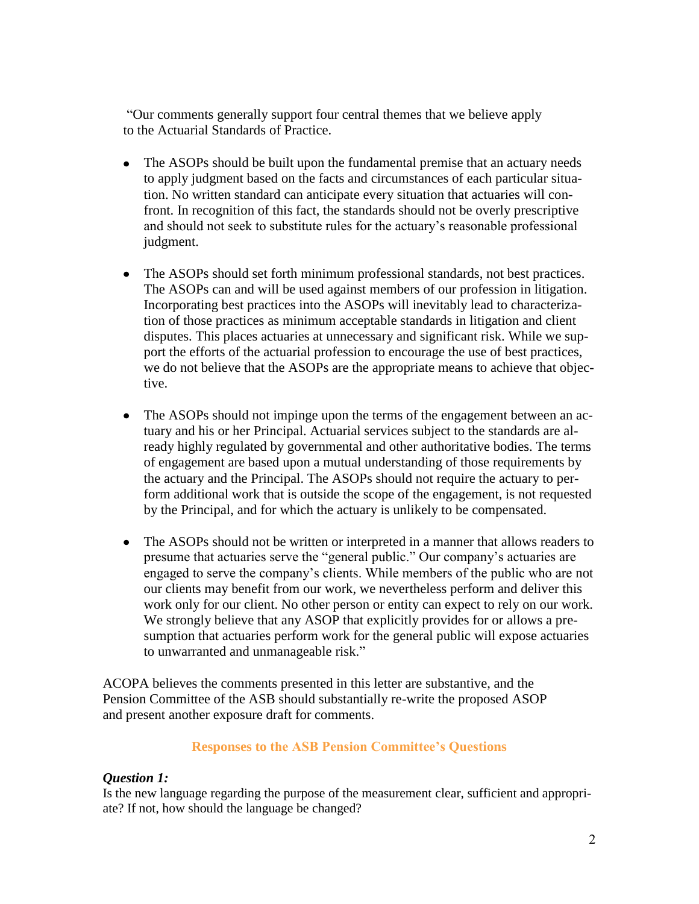"Our comments generally support four central themes that we believe apply to the Actuarial Standards of Practice.

- The ASOPs should be built upon the fundamental premise that an actuary needs to apply judgment based on the facts and circumstances of each particular situation. No written standard can anticipate every situation that actuaries will confront. In recognition of this fact, the standards should not be overly prescriptive and should not seek to substitute rules for the actuary's reasonable professional judgment.

- The ASOPs should set forth minimum professional standards, not best practices. The ASOPs can and will be used against members of our profession in litigation. Incorporating best practices into the ASOPs will inevitably lead to characterization of those practices as minimum acceptable standards in litigation and client disputes. This places actuaries at unnecessary and significant risk. While we support the efforts of the actuarial profession to encourage the use of best practices, we do not believe that the ASOPs are the appropriate means to achieve that objective.

- The ASOPs should not impinge upon the terms of the engagement between an actuary and his or her Principal. Actuarial services subject to the standards are already highly regulated by governmental and other authoritative bodies. The terms of engagement are based upon a mutual understanding of those requirements by the actuary and the Principal. The ASOPs should not require the actuary to perform additional work that is outside the scope of the engagement, is not requested by the Principal, and for which the actuary is unlikely to be compensated.

- The ASOPs should not be written or interpreted in a manner that allows readers to presume that actuaries serve the "general public." Our company's actuaries are engaged to serve the company's clients. While members of the public who are not our clients may benefit from our work, we nevertheless perform and deliver this work only for our client. No other person or entity can expect to rely on our work. We strongly believe that any ASOP that explicitly provides for or allows a presumption that actuaries perform work for the general public will expose actuaries to unwarranted and unmanageable risk."

ACOPA believes the comments presented in this letter are substantive, and the Pension Committee of the ASB should substantially re-write the proposed ASOP and present another exposure draft for comments.

## Responses to the ASB Pension Committee's Questions

***Question 1:***
Is the new language regarding the purpose of the measurement clear, sufficient and appropriate? If not, how should the language be changed?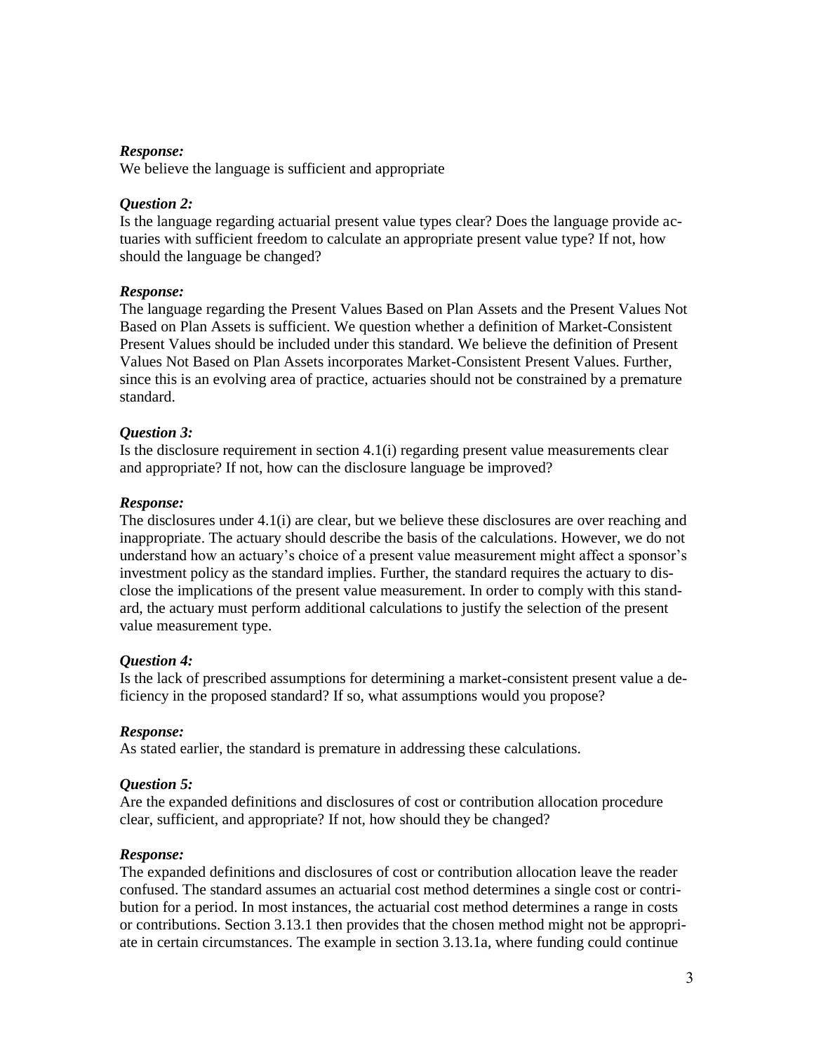***Response:***
We believe the language is sufficient and appropriate

***Question 2:***
Is the language regarding actuarial present value types clear? Does the language provide actuaries with sufficient freedom to calculate an appropriate present value type? If not, how should the language be changed?

***Response:***
The language regarding the Present Values Based on Plan Assets and the Present Values Not Based on Plan Assets is sufficient. We question whether a definition of Market-Consistent Present Values should be included under this standard. We believe the definition of Present Values Not Based on Plan Assets incorporates Market-Consistent Present Values. Further, since this is an evolving area of practice, actuaries should not be constrained by a premature standard.

***Question 3:***
Is the disclosure requirement in section 4.1(i) regarding present value measurements clear and appropriate? If not, how can the disclosure language be improved?

***Response:***
The disclosures under 4.1(i) are clear, but we believe these disclosures are over reaching and inappropriate. The actuary should describe the basis of the calculations. However, we do not understand how an actuary's choice of a present value measurement might affect a sponsor's investment policy as the standard implies. Further, the standard requires the actuary to disclose the implications of the present value measurement. In order to comply with this standard, the actuary must perform additional calculations to justify the selection of the present value measurement type.

***Question 4:***
Is the lack of prescribed assumptions for determining a market-consistent present value a deficiency in the proposed standard? If so, what assumptions would you propose?

***Response:***
As stated earlier, the standard is premature in addressing these calculations.

***Question 5:***
Are the expanded definitions and disclosures of cost or contribution allocation procedure clear, sufficient, and appropriate? If not, how should they be changed?

***Response:***
The expanded definitions and disclosures of cost or contribution allocation leave the reader confused. The standard assumes an actuarial cost method determines a single cost or contribution for a period. In most instances, the actuarial cost method determines a range in costs or contributions. Section 3.13.1 then provides that the chosen method might not be appropriate in certain circumstances. The example in section 3.13.1a, where funding could continue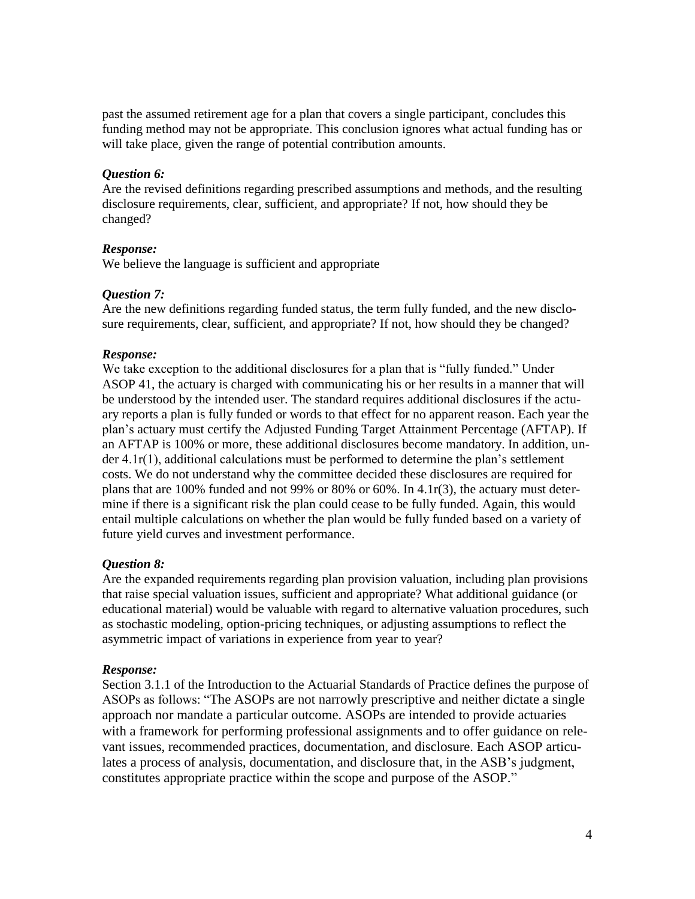past the assumed retirement age for a plan that covers a single participant, concludes this funding method may not be appropriate. This conclusion ignores what actual funding has or will take place, given the range of potential contribution amounts.

***Question 6:***
Are the revised definitions regarding prescribed assumptions and methods, and the resulting disclosure requirements, clear, sufficient, and appropriate? If not, how should they be changed?

***Response:***
We believe the language is sufficient and appropriate

***Question 7:***
Are the new definitions regarding funded status, the term fully funded, and the new disclosure requirements, clear, sufficient, and appropriate? If not, how should they be changed?

***Response:***
We take exception to the additional disclosures for a plan that is "fully funded." Under ASOP 41, the actuary is charged with communicating his or her results in a manner that will be understood by the intended user. The standard requires additional disclosures if the actuary reports a plan is fully funded or words to that effect for no apparent reason. Each year the plan's actuary must certify the Adjusted Funding Target Attainment Percentage (AFTAP). If an AFTAP is 100% or more, these additional disclosures become mandatory. In addition, under 4.1r(1), additional calculations must be performed to determine the plan's settlement costs. We do not understand why the committee decided these disclosures are required for plans that are 100% funded and not 99% or 80% or 60%. In 4.1r(3), the actuary must determine if there is a significant risk the plan could cease to be fully funded. Again, this would entail multiple calculations on whether the plan would be fully funded based on a variety of future yield curves and investment performance.

***Question 8:***
Are the expanded requirements regarding plan provision valuation, including plan provisions that raise special valuation issues, sufficient and appropriate? What additional guidance (or educational material) would be valuable with regard to alternative valuation procedures, such as stochastic modeling, option-pricing techniques, or adjusting assumptions to reflect the asymmetric impact of variations in experience from year to year?

***Response:***
Section 3.1.1 of the Introduction to the Actuarial Standards of Practice defines the purpose of ASOPs as follows: "The ASOPs are not narrowly prescriptive and neither dictate a single approach nor mandate a particular outcome. ASOPs are intended to provide actuaries with a framework for performing professional assignments and to offer guidance on relevant issues, recommended practices, documentation, and disclosure. Each ASOP articulates a process of analysis, documentation, and disclosure that, in the ASB's judgment, constitutes appropriate practice within the scope and purpose of the ASOP."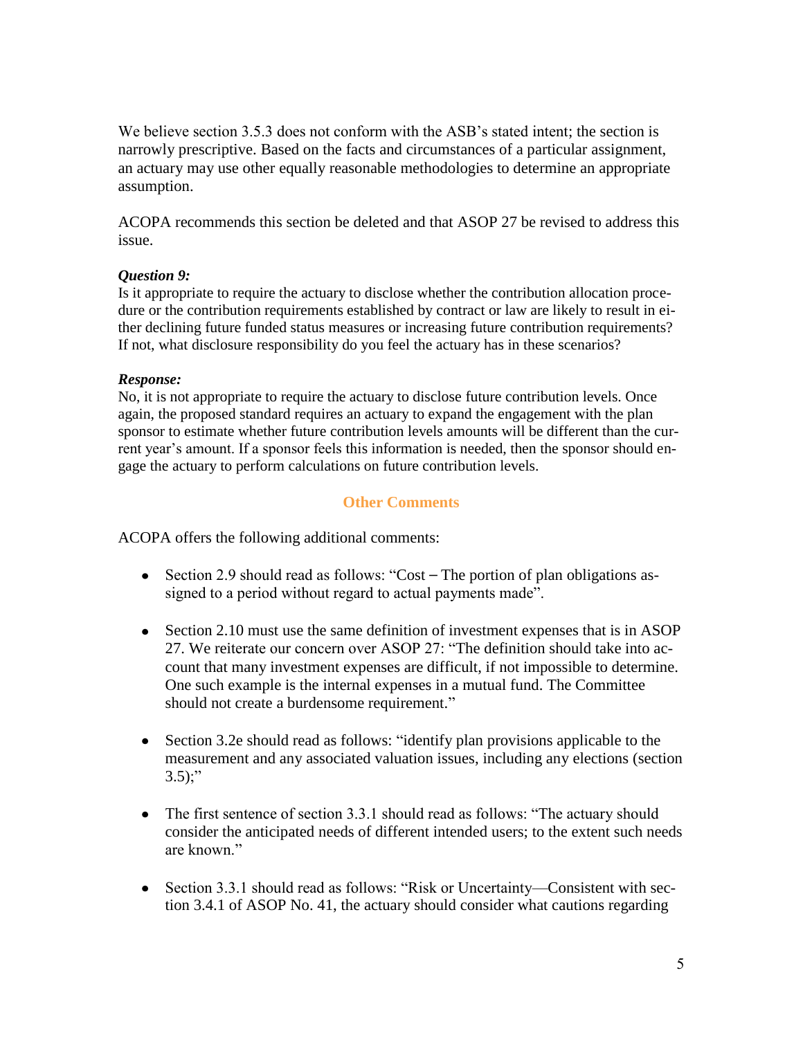We believe section 3.5.3 does not conform with the ASB's stated intent; the section is narrowly prescriptive. Based on the facts and circumstances of a particular assignment, an actuary may use other equally reasonable methodologies to determine an appropriate assumption.

ACOPA recommends this section be deleted and that ASOP 27 be revised to address this issue.

***Question 9:***
Is it appropriate to require the actuary to disclose whether the contribution allocation procedure or the contribution requirements established by contract or law are likely to result in either declining future funded status measures or increasing future contribution requirements? If not, what disclosure responsibility do you feel the actuary has in these scenarios?

***Response:***
No, it is not appropriate to require the actuary to disclose future contribution levels. Once again, the proposed standard requires an actuary to expand the engagement with the plan sponsor to estimate whether future contribution levels amounts will be different than the current year's amount. If a sponsor feels this information is needed, then the sponsor should engage the actuary to perform calculations on future contribution levels.

## Other Comments

ACOPA offers the following additional comments:

- Section 2.9 should read as follows: "Cost – The portion of plan obligations assigned to a period without regard to actual payments made".

- Section 2.10 must use the same definition of investment expenses that is in ASOP 27. We reiterate our concern over ASOP 27: "The definition should take into account that many investment expenses are difficult, if not impossible to determine. One such example is the internal expenses in a mutual fund. The Committee should not create a burdensome requirement."

- Section 3.2e should read as follows: "identify plan provisions applicable to the measurement and any associated valuation issues, including any elections (section 3.5);"

- The first sentence of section 3.3.1 should read as follows: "The actuary should consider the anticipated needs of different intended users; to the extent such needs are known."

- Section 3.3.1 should read as follows: "Risk or Uncertainty—Consistent with section 3.4.1 of ASOP No. 41, the actuary should consider what cautions regarding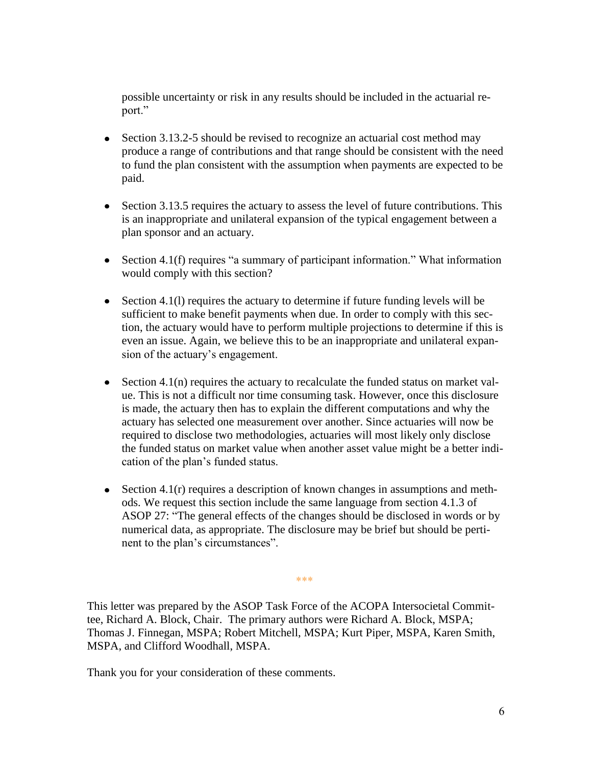possible uncertainty or risk in any results should be included in the actuarial report."

- Section 3.13.2-5 should be revised to recognize an actuarial cost method may produce a range of contributions and that range should be consistent with the need to fund the plan consistent with the assumption when payments are expected to be paid.

- Section 3.13.5 requires the actuary to assess the level of future contributions. This is an inappropriate and unilateral expansion of the typical engagement between a plan sponsor and an actuary.

- Section 4.1(f) requires "a summary of participant information." What information would comply with this section?

- Section 4.1(l) requires the actuary to determine if future funding levels will be sufficient to make benefit payments when due. In order to comply with this section, the actuary would have to perform multiple projections to determine if this is even an issue. Again, we believe this to be an inappropriate and unilateral expansion of the actuary's engagement.

- Section 4.1(n) requires the actuary to recalculate the funded status on market value. This is not a difficult nor time consuming task. However, once this disclosure is made, the actuary then has to explain the different computations and why the actuary has selected one measurement over another. Since actuaries will now be required to disclose two methodologies, actuaries will most likely only disclose the funded status on market value when another asset value might be a better indication of the plan's funded status.

- Section 4.1(r) requires a description of known changes in assumptions and methods. We request this section include the same language from section 4.1.3 of ASOP 27: "The general effects of the changes should be disclosed in words or by numerical data, as appropriate. The disclosure may be brief but should be pertinent to the plan's circumstances".

***

This letter was prepared by the ASOP Task Force of the ACOPA Intersocietal Committee, Richard A. Block, Chair. The primary authors were Richard A. Block, MSPA; Thomas J. Finnegan, MSPA; Robert Mitchell, MSPA; Kurt Piper, MSPA, Karen Smith, MSPA, and Clifford Woodhall, MSPA.

Thank you for your consideration of these comments.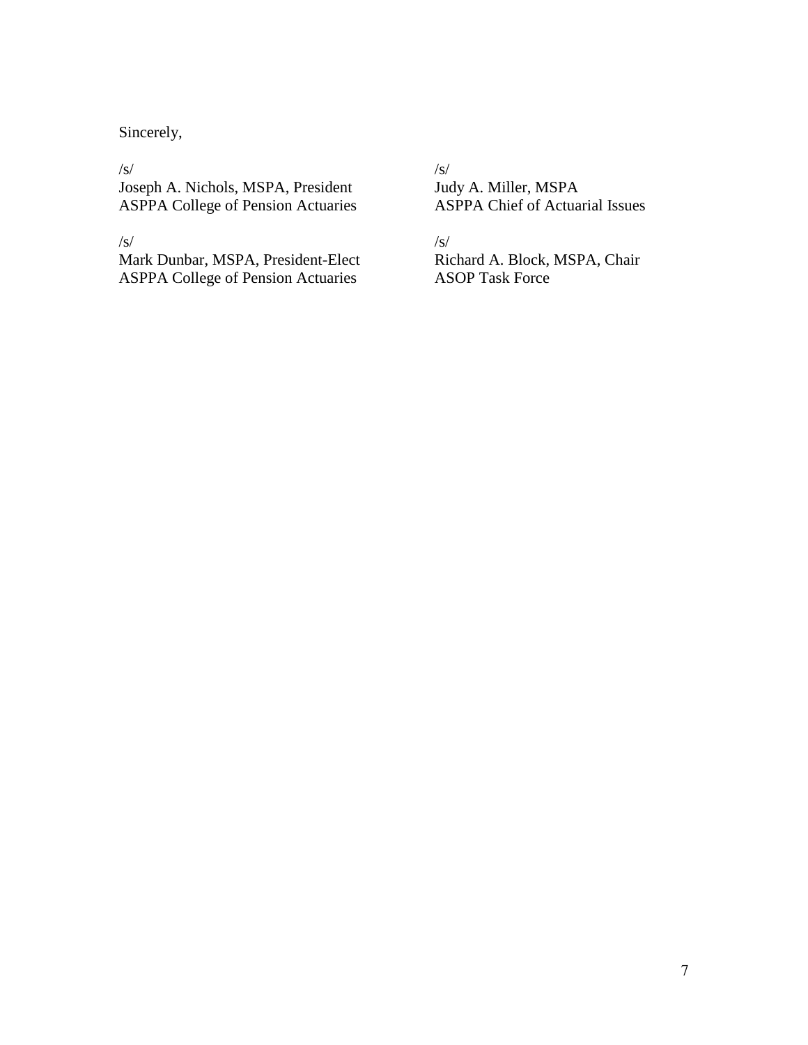Sincerely,

/s/
Joseph A. Nichols, MSPA, President
ASPPA College of Pension Actuaries

/s/
Judy A. Miller, MSPA
ASPPA Chief of Actuarial Issues

/s/
Mark Dunbar, MSPA, President-Elect
ASPPA College of Pension Actuaries

/s/
Richard A. Block, MSPA, Chair
ASOP Task Force